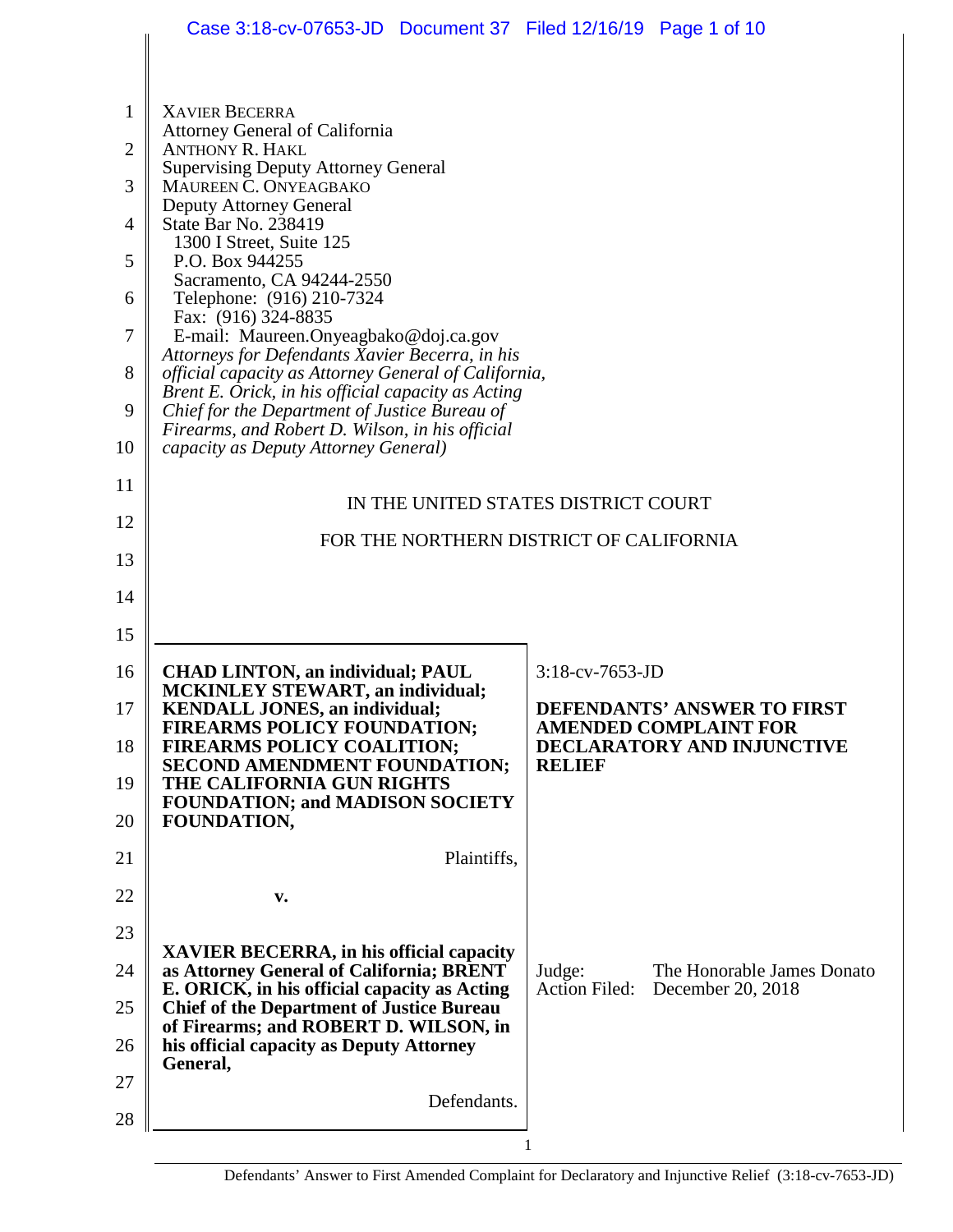XAVIER BECERRA
Attorney General of California
ANTHONY R. HAKL
Supervising Deputy Attorney General
MAUREEN C. ONYEAGBAKO
Deputy Attorney General
State Bar No. 238419
1300 I Street, Suite 125
P.O. Box 944255
Sacramento, CA 94244-2550
Telephone: (916) 210-7324
Fax: (916) 324-8835
E-mail: Maureen.Onyeagbako@doj.ca.gov
*Attorneys for Defendants Xavier Becerra, in his official capacity as Attorney General of California, Brent E. Orick, in his official capacity as Acting Chief for the Department of Justice Bureau of Firearms, and Robert D. Wilson, in his official capacity as Deputy Attorney General)*

IN THE UNITED STATES DISTRICT COURT

FOR THE NORTHERN DISTRICT OF CALIFORNIA

| | |
|---|---|
| **CHAD LINTON, an individual; PAUL MCKINLEY STEWART, an individual; KENDALL JONES, an individual; FIREARMS POLICY FOUNDATION; FIREARMS POLICY COALITION; SECOND AMENDMENT FOUNDATION; THE CALIFORNIA GUN RIGHTS FOUNDATION; and MADISON SOCIETY FOUNDATION,**<br><br>Plaintiffs,<br><br>**v.**<br><br>**XAVIER BECERRA, in his official capacity as Attorney General of California; BRENT E. ORICK, in his official capacity as Acting Chief of the Department of Justice Bureau of Firearms; and ROBERT D. WILSON, in his official capacity as Deputy Attorney General,**<br><br>Defendants. | 3:18-cv-7653-JD<br><br>**DEFENDANTS' ANSWER TO FIRST AMENDED COMPLAINT FOR DECLARATORY AND INJUNCTIVE RELIEF**<br><br>Judge: The Honorable James Donato<br>Action Filed: December 20, 2018 |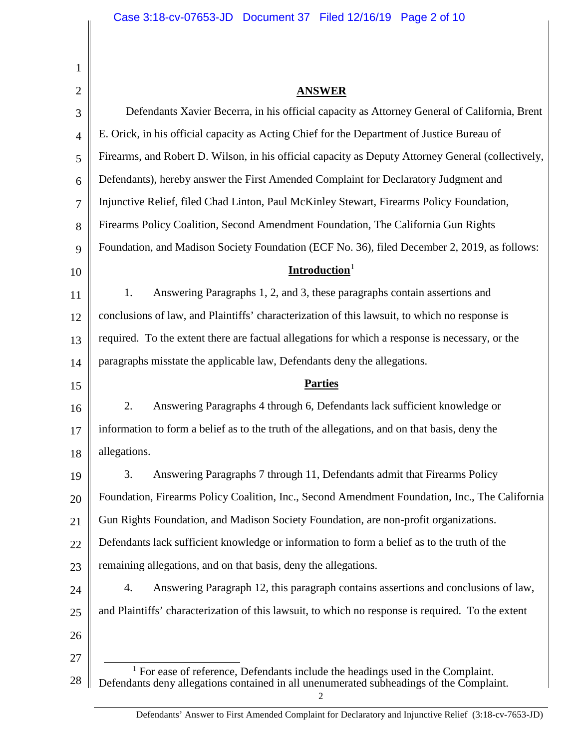## ANSWER

Defendants Xavier Becerra, in his official capacity as Attorney General of California, Brent E. Orick, in his official capacity as Acting Chief for the Department of Justice Bureau of Firearms, and Robert D. Wilson, in his official capacity as Deputy Attorney General (collectively, Defendants), hereby answer the First Amended Complaint for Declaratory Judgment and Injunctive Relief, filed Chad Linton, Paul McKinley Stewart, Firearms Policy Foundation, Firearms Policy Coalition, Second Amendment Foundation, The California Gun Rights Foundation, and Madison Society Foundation (ECF No. 36), filed December 2, 2019, as follows:

### Introduction[1]

1. Answering Paragraphs 1, 2, and 3, these paragraphs contain assertions and conclusions of law, and Plaintiffs' characterization of this lawsuit, to which no response is required. To the extent there are factual allegations for which a response is necessary, or the paragraphs misstate the applicable law, Defendants deny the allegations.

### Parties

2. Answering Paragraphs 4 through 6, Defendants lack sufficient knowledge or information to form a belief as to the truth of the allegations, and on that basis, deny the allegations.

3. Answering Paragraphs 7 through 11, Defendants admit that Firearms Policy Foundation, Firearms Policy Coalition, Inc., Second Amendment Foundation, Inc., The California Gun Rights Foundation, and Madison Society Foundation, are non-profit organizations. Defendants lack sufficient knowledge or information to form a belief as to the truth of the remaining allegations, and on that basis, deny the allegations.

4. Answering Paragraph 12, this paragraph contains assertions and conclusions of law, and Plaintiffs' characterization of this lawsuit, to which no response is required. To the extent

[1] For ease of reference, Defendants include the headings used in the Complaint. Defendants deny allegations contained in all unenumerated subheadings of the Complaint.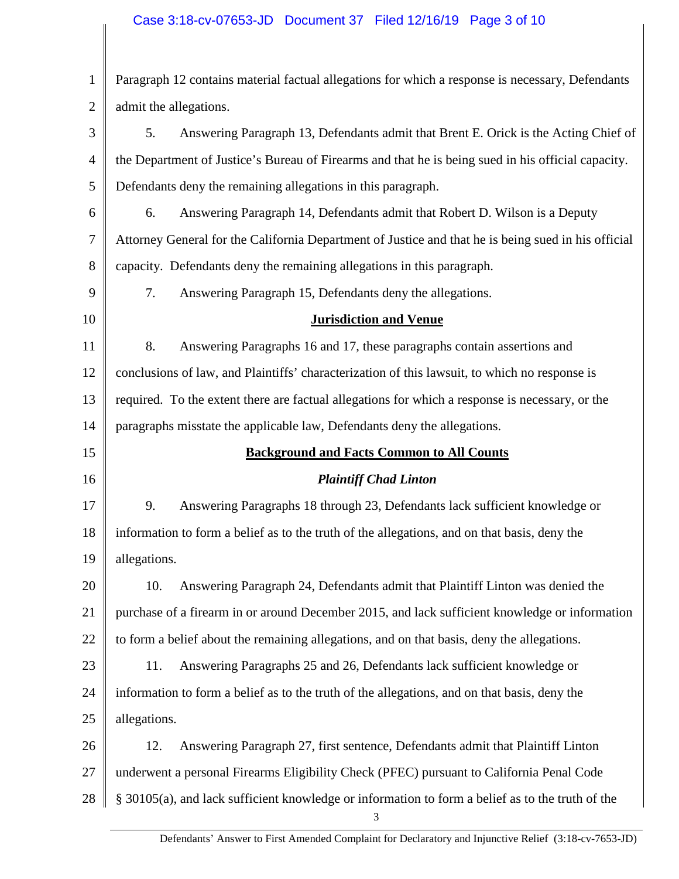Paragraph 12 contains material factual allegations for which a response is necessary, Defendants admit the allegations.

5. Answering Paragraph 13, Defendants admit that Brent E. Orick is the Acting Chief of the Department of Justice's Bureau of Firearms and that he is being sued in his official capacity. Defendants deny the remaining allegations in this paragraph.

6. Answering Paragraph 14, Defendants admit that Robert D. Wilson is a Deputy Attorney General for the California Department of Justice and that he is being sued in his official capacity. Defendants deny the remaining allegations in this paragraph.

7. Answering Paragraph 15, Defendants deny the allegations.

## **Jurisdiction and Venue**

8. Answering Paragraphs 16 and 17, these paragraphs contain assertions and conclusions of law, and Plaintiffs' characterization of this lawsuit, to which no response is required. To the extent there are factual allegations for which a response is necessary, or the paragraphs misstate the applicable law, Defendants deny the allegations.

## **Background and Facts Common to All Counts**

### ***Plaintiff Chad Linton***

9. Answering Paragraphs 18 through 23, Defendants lack sufficient knowledge or information to form a belief as to the truth of the allegations, and on that basis, deny the allegations.

10. Answering Paragraph 24, Defendants admit that Plaintiff Linton was denied the purchase of a firearm in or around December 2015, and lack sufficient knowledge or information to form a belief about the remaining allegations, and on that basis, deny the allegations.

11. Answering Paragraphs 25 and 26, Defendants lack sufficient knowledge or information to form a belief as to the truth of the allegations, and on that basis, deny the allegations.

12. Answering Paragraph 27, first sentence, Defendants admit that Plaintiff Linton underwent a personal Firearms Eligibility Check (PFEC) pursuant to California Penal Code § 30105(a), and lack sufficient knowledge or information to form a belief as to the truth of the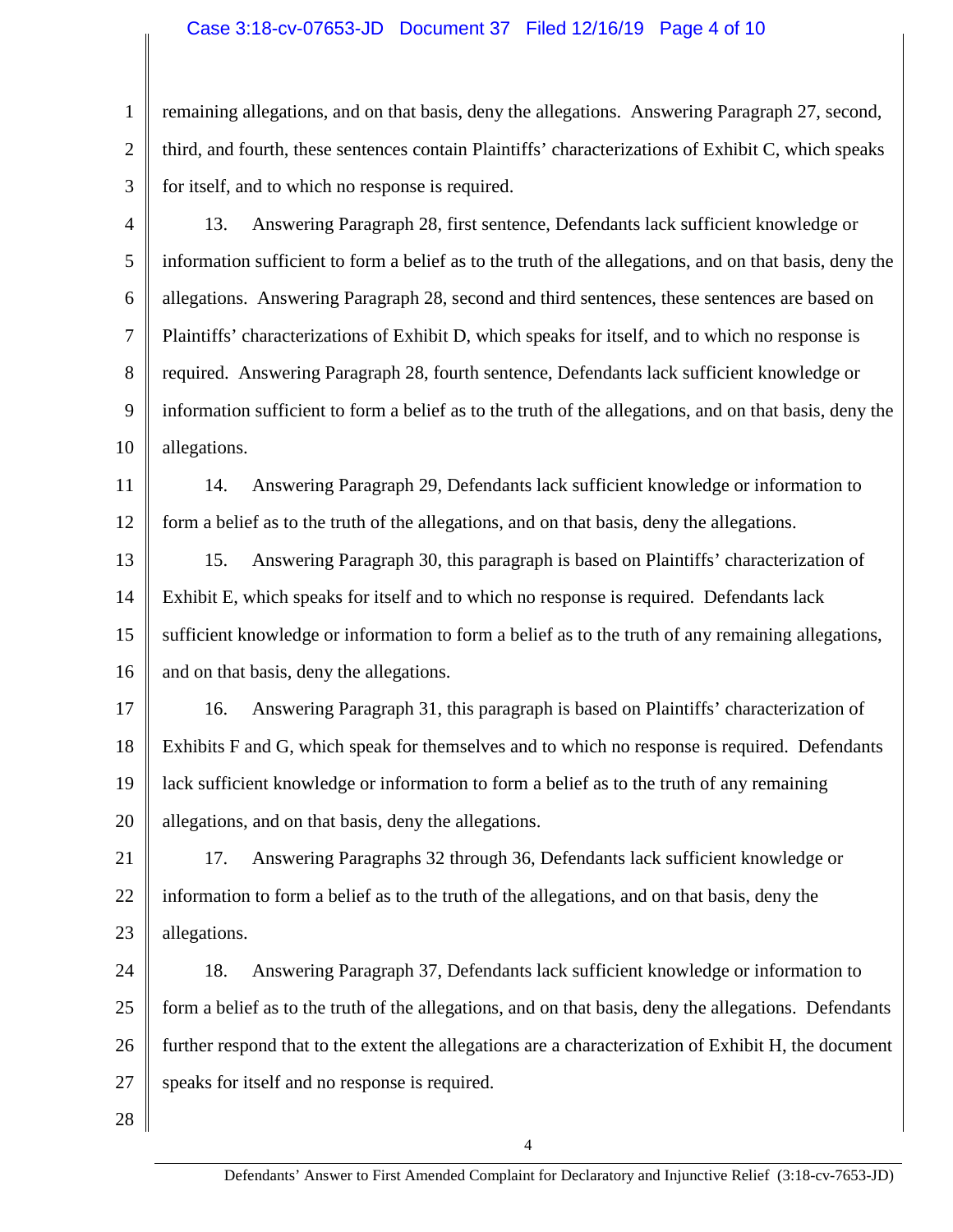remaining allegations, and on that basis, deny the allegations. Answering Paragraph 27, second, third, and fourth, these sentences contain Plaintiffs' characterizations of Exhibit C, which speaks for itself, and to which no response is required.

13. Answering Paragraph 28, first sentence, Defendants lack sufficient knowledge or information sufficient to form a belief as to the truth of the allegations, and on that basis, deny the allegations. Answering Paragraph 28, second and third sentences, these sentences are based on Plaintiffs' characterizations of Exhibit D, which speaks for itself, and to which no response is required. Answering Paragraph 28, fourth sentence, Defendants lack sufficient knowledge or information sufficient to form a belief as to the truth of the allegations, and on that basis, deny the allegations.

14. Answering Paragraph 29, Defendants lack sufficient knowledge or information to form a belief as to the truth of the allegations, and on that basis, deny the allegations.

15. Answering Paragraph 30, this paragraph is based on Plaintiffs' characterization of Exhibit E, which speaks for itself and to which no response is required. Defendants lack sufficient knowledge or information to form a belief as to the truth of any remaining allegations, and on that basis, deny the allegations.

16. Answering Paragraph 31, this paragraph is based on Plaintiffs' characterization of Exhibits F and G, which speak for themselves and to which no response is required. Defendants lack sufficient knowledge or information to form a belief as to the truth of any remaining allegations, and on that basis, deny the allegations.

17. Answering Paragraphs 32 through 36, Defendants lack sufficient knowledge or information to form a belief as to the truth of the allegations, and on that basis, deny the allegations.

18. Answering Paragraph 37, Defendants lack sufficient knowledge or information to form a belief as to the truth of the allegations, and on that basis, deny the allegations. Defendants further respond that to the extent the allegations are a characterization of Exhibit H, the document speaks for itself and no response is required.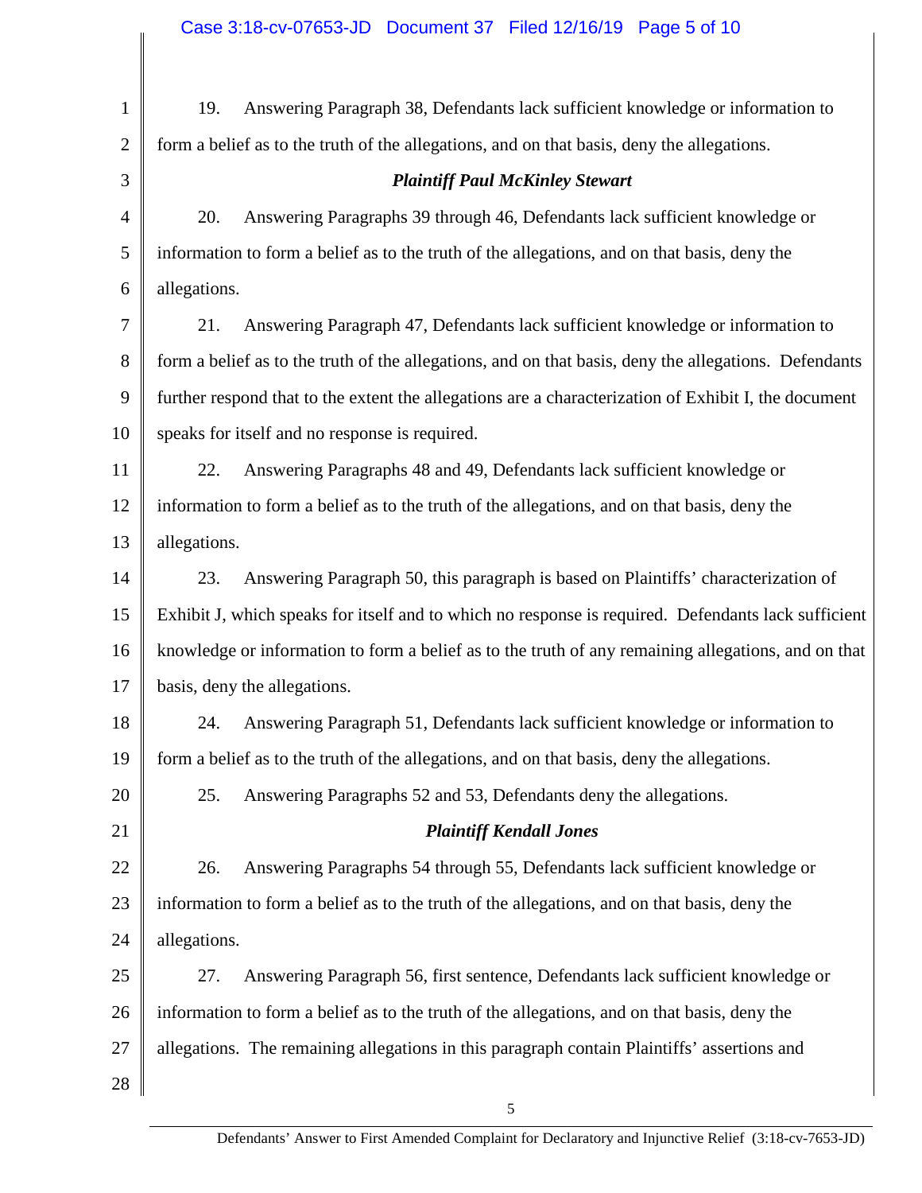19. Answering Paragraph 38, Defendants lack sufficient knowledge or information to form a belief as to the truth of the allegations, and on that basis, deny the allegations.

### *Plaintiff Paul McKinley Stewart*

20. Answering Paragraphs 39 through 46, Defendants lack sufficient knowledge or information to form a belief as to the truth of the allegations, and on that basis, deny the allegations.

21. Answering Paragraph 47, Defendants lack sufficient knowledge or information to form a belief as to the truth of the allegations, and on that basis, deny the allegations. Defendants further respond that to the extent the allegations are a characterization of Exhibit I, the document speaks for itself and no response is required.

22. Answering Paragraphs 48 and 49, Defendants lack sufficient knowledge or information to form a belief as to the truth of the allegations, and on that basis, deny the allegations.

23. Answering Paragraph 50, this paragraph is based on Plaintiffs' characterization of Exhibit J, which speaks for itself and to which no response is required. Defendants lack sufficient knowledge or information to form a belief as to the truth of any remaining allegations, and on that basis, deny the allegations.

24. Answering Paragraph 51, Defendants lack sufficient knowledge or information to form a belief as to the truth of the allegations, and on that basis, deny the allegations.

25. Answering Paragraphs 52 and 53, Defendants deny the allegations.

### *Plaintiff Kendall Jones*

26. Answering Paragraphs 54 through 55, Defendants lack sufficient knowledge or information to form a belief as to the truth of the allegations, and on that basis, deny the allegations.

27. Answering Paragraph 56, first sentence, Defendants lack sufficient knowledge or information to form a belief as to the truth of the allegations, and on that basis, deny the allegations. The remaining allegations in this paragraph contain Plaintiffs' assertions and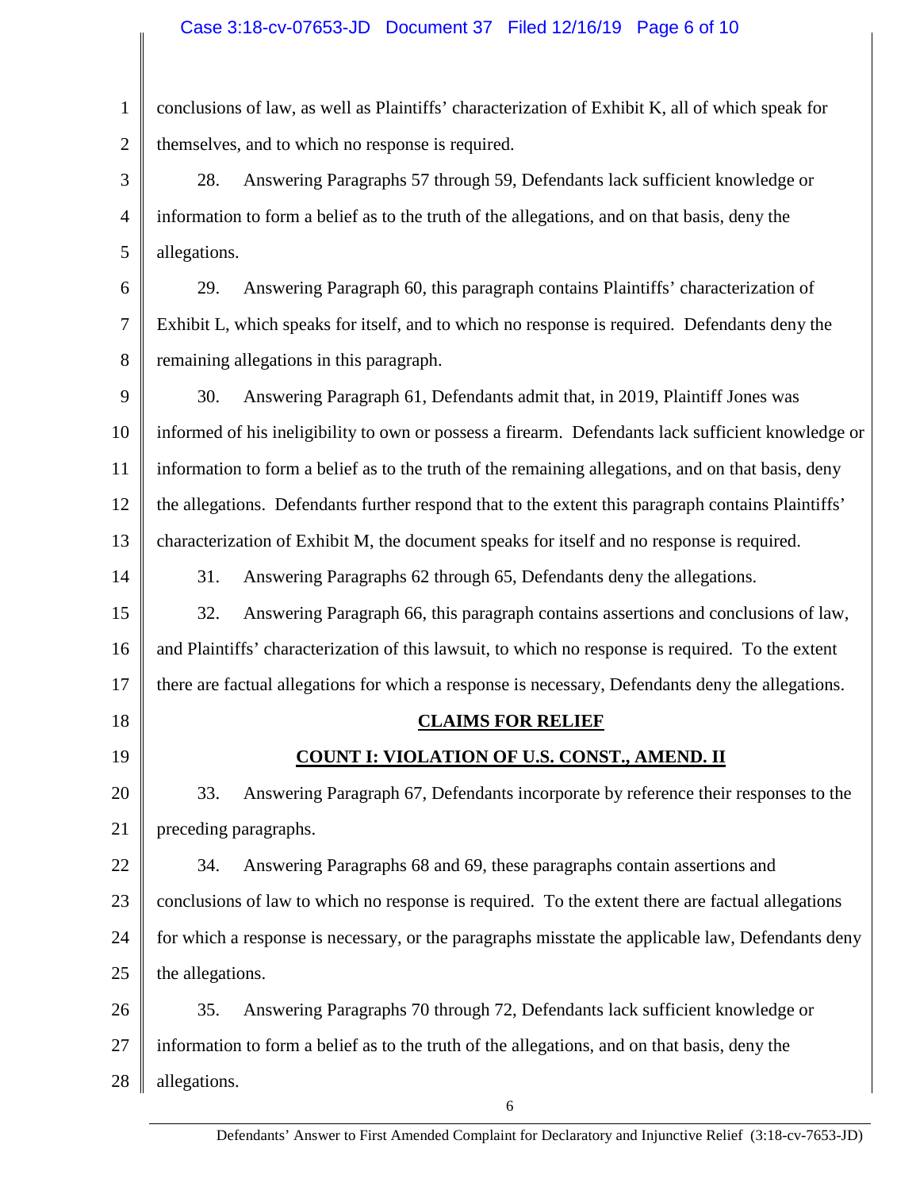conclusions of law, as well as Plaintiffs' characterization of Exhibit K, all of which speak for themselves, and to which no response is required.

28. Answering Paragraphs 57 through 59, Defendants lack sufficient knowledge or information to form a belief as to the truth of the allegations, and on that basis, deny the allegations.

29. Answering Paragraph 60, this paragraph contains Plaintiffs' characterization of Exhibit L, which speaks for itself, and to which no response is required. Defendants deny the remaining allegations in this paragraph.

30. Answering Paragraph 61, Defendants admit that, in 2019, Plaintiff Jones was informed of his ineligibility to own or possess a firearm. Defendants lack sufficient knowledge or information to form a belief as to the truth of the remaining allegations, and on that basis, deny the allegations. Defendants further respond that to the extent this paragraph contains Plaintiffs' characterization of Exhibit M, the document speaks for itself and no response is required.

31. Answering Paragraphs 62 through 65, Defendants deny the allegations.

32. Answering Paragraph 66, this paragraph contains assertions and conclusions of law, and Plaintiffs' characterization of this lawsuit, to which no response is required. To the extent there are factual allegations for which a response is necessary, Defendants deny the allegations.

## CLAIMS FOR RELIEF

## COUNT I: VIOLATION OF U.S. CONST., AMEND. II

33. Answering Paragraph 67, Defendants incorporate by reference their responses to the preceding paragraphs.

34. Answering Paragraphs 68 and 69, these paragraphs contain assertions and conclusions of law to which no response is required. To the extent there are factual allegations for which a response is necessary, or the paragraphs misstate the applicable law, Defendants deny the allegations.

35. Answering Paragraphs 70 through 72, Defendants lack sufficient knowledge or information to form a belief as to the truth of the allegations, and on that basis, deny the allegations.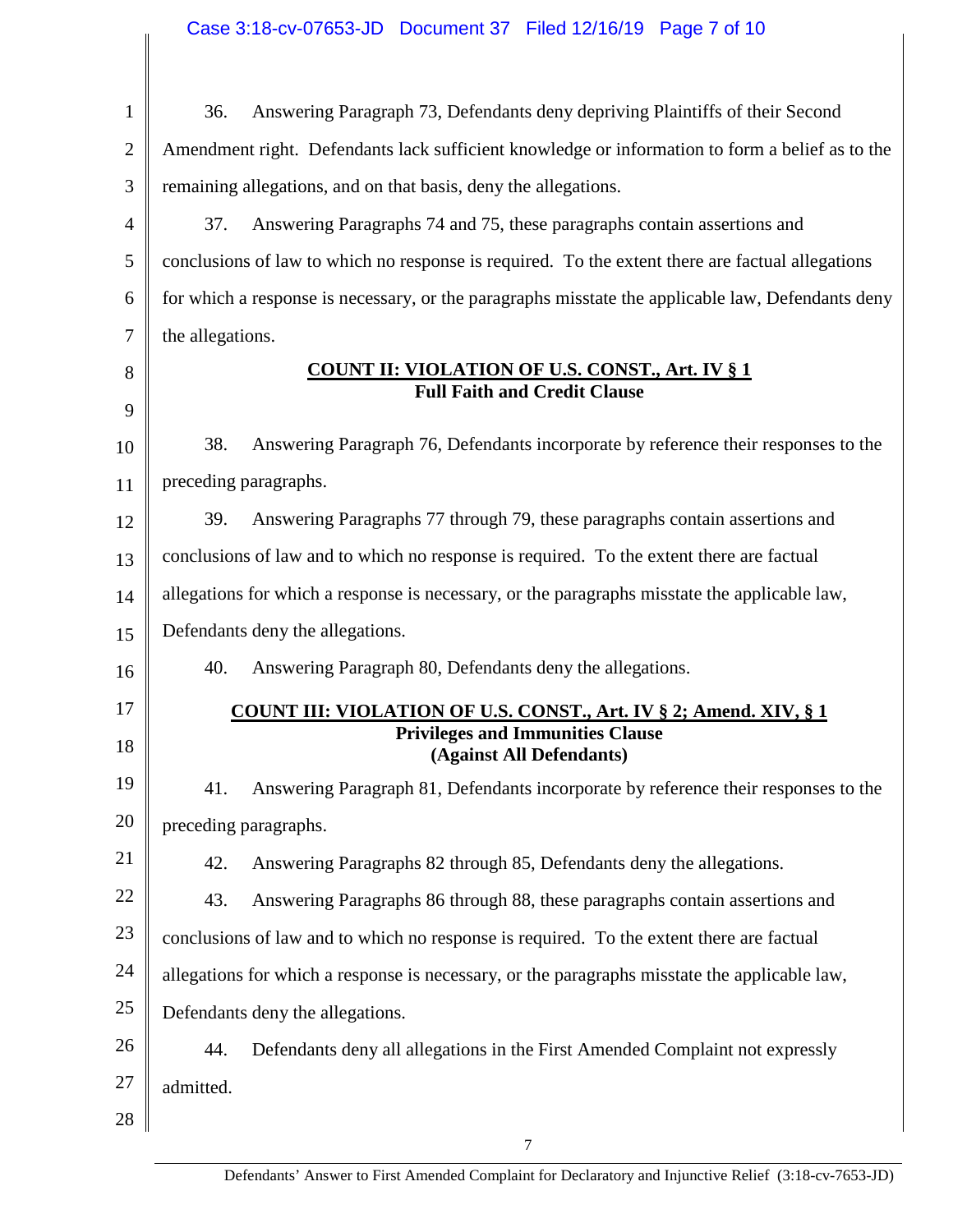36. Answering Paragraph 73, Defendants deny depriving Plaintiffs of their Second Amendment right. Defendants lack sufficient knowledge or information to form a belief as to the remaining allegations, and on that basis, deny the allegations.

37. Answering Paragraphs 74 and 75, these paragraphs contain assertions and conclusions of law to which no response is required. To the extent there are factual allegations for which a response is necessary, or the paragraphs misstate the applicable law, Defendants deny the allegations.

**COUNT II: VIOLATION OF U.S. CONST., Art. IV § 1**
**Full Faith and Credit Clause**

38. Answering Paragraph 76, Defendants incorporate by reference their responses to the preceding paragraphs.

39. Answering Paragraphs 77 through 79, these paragraphs contain assertions and conclusions of law and to which no response is required. To the extent there are factual allegations for which a response is necessary, or the paragraphs misstate the applicable law, Defendants deny the allegations.

40. Answering Paragraph 80, Defendants deny the allegations.

**COUNT III: VIOLATION OF U.S. CONST., Art. IV § 2; Amend. XIV, § 1**
**Privileges and Immunities Clause**
**(Against All Defendants)**

41. Answering Paragraph 81, Defendants incorporate by reference their responses to the preceding paragraphs.

42. Answering Paragraphs 82 through 85, Defendants deny the allegations.

43. Answering Paragraphs 86 through 88, these paragraphs contain assertions and conclusions of law and to which no response is required. To the extent there are factual allegations for which a response is necessary, or the paragraphs misstate the applicable law, Defendants deny the allegations.

44. Defendants deny all allegations in the First Amended Complaint not expressly admitted.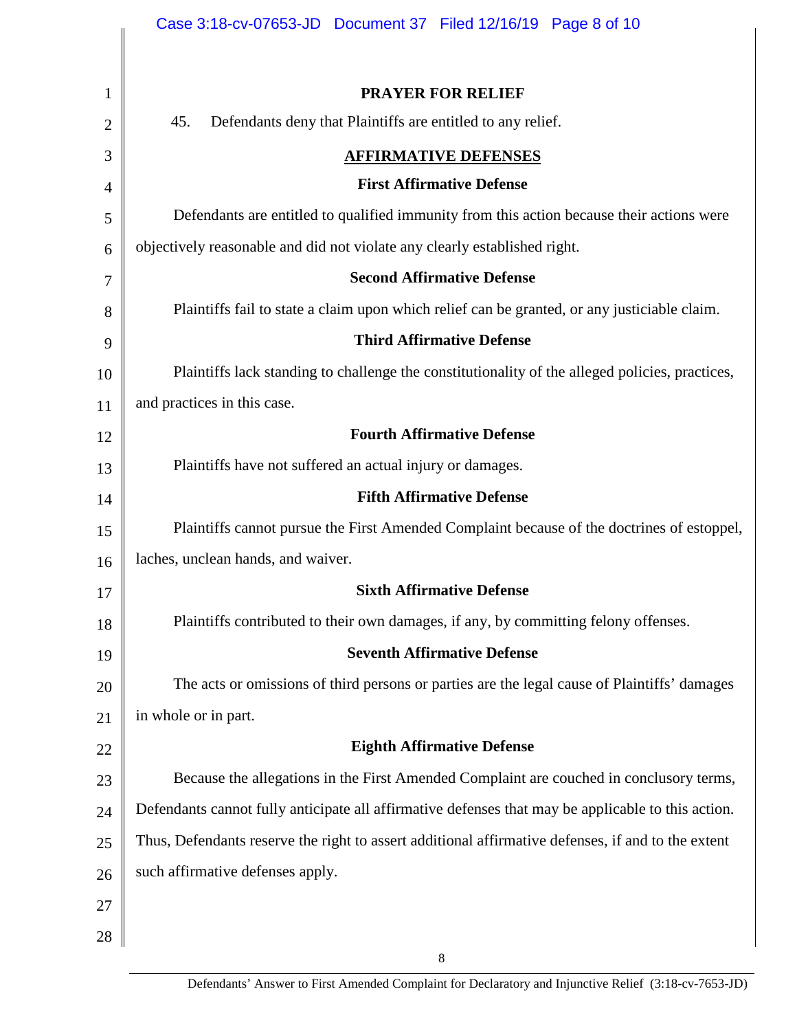## PRAYER FOR RELIEF

45. Defendants deny that Plaintiffs are entitled to any relief.

## AFFIRMATIVE DEFENSES

### First Affirmative Defense

Defendants are entitled to qualified immunity from this action because their actions were objectively reasonable and did not violate any clearly established right.

### Second Affirmative Defense

Plaintiffs fail to state a claim upon which relief can be granted, or any justiciable claim.

### Third Affirmative Defense

Plaintiffs lack standing to challenge the constitutionality of the alleged policies, practices, and practices in this case.

### Fourth Affirmative Defense

Plaintiffs have not suffered an actual injury or damages.

### Fifth Affirmative Defense

Plaintiffs cannot pursue the First Amended Complaint because of the doctrines of estoppel, laches, unclean hands, and waiver.

### Sixth Affirmative Defense

Plaintiffs contributed to their own damages, if any, by committing felony offenses.

### Seventh Affirmative Defense

The acts or omissions of third persons or parties are the legal cause of Plaintiffs' damages in whole or in part.

### Eighth Affirmative Defense

Because the allegations in the First Amended Complaint are couched in conclusory terms, Defendants cannot fully anticipate all affirmative defenses that may be applicable to this action. Thus, Defendants reserve the right to assert additional affirmative defenses, if and to the extent such affirmative defenses apply.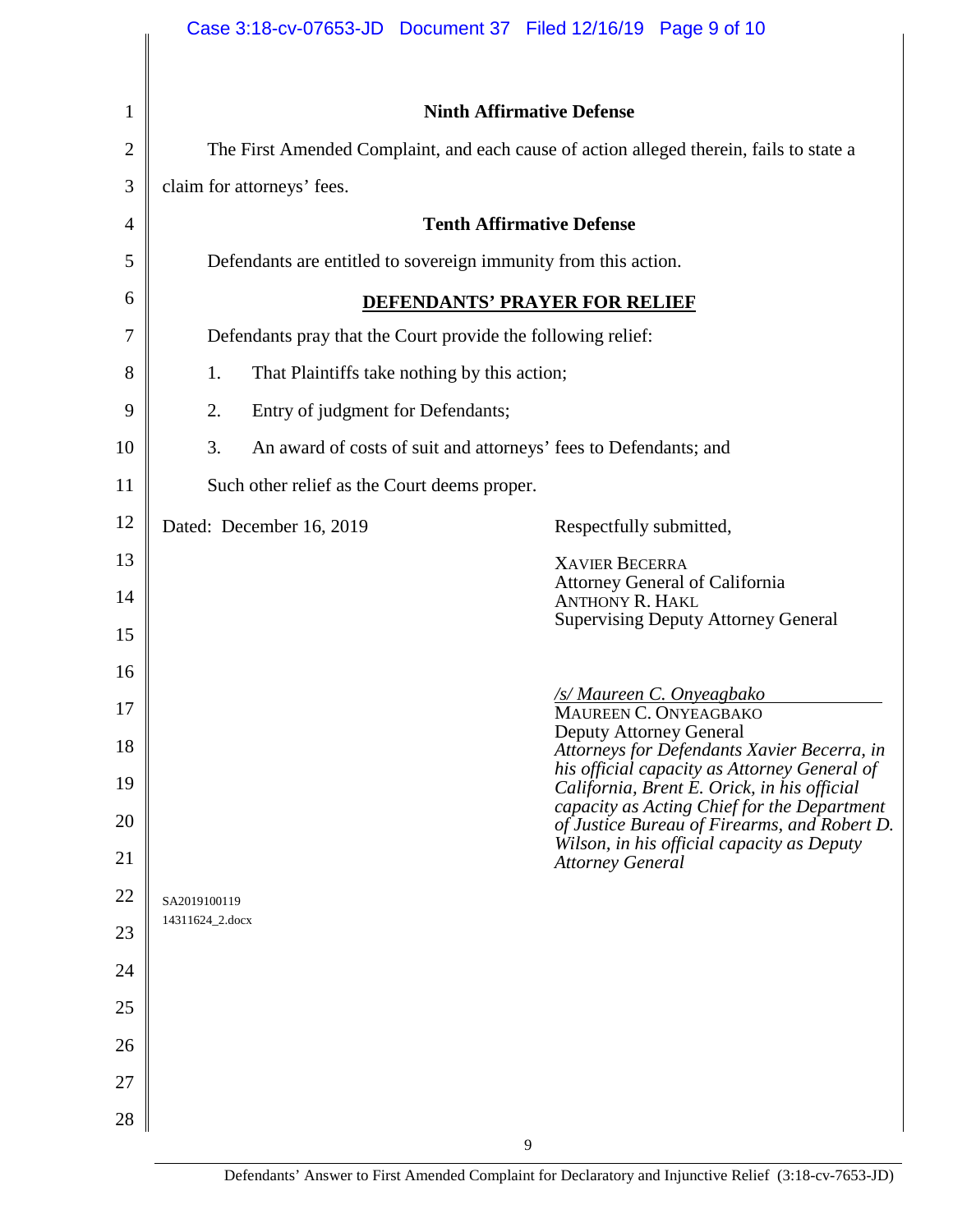**Ninth Affirmative Defense**

The First Amended Complaint, and each cause of action alleged therein, fails to state a claim for attorneys' fees.

**Tenth Affirmative Defense**

Defendants are entitled to sovereign immunity from this action.

**DEFENDANTS' PRAYER FOR RELIEF**

Defendants pray that the Court provide the following relief:

1. That Plaintiffs take nothing by this action;
2. Entry of judgment for Defendants;
3. An award of costs of suit and attorneys' fees to Defendants; and

Such other relief as the Court deems proper.

Dated: December 16, 2019

Respectfully submitted,

XAVIER BECERRA
Attorney General of California
ANTHONY R. HAKL
Supervising Deputy Attorney General

*/s/ Maureen C. Onyeagbako*
MAUREEN C. ONYEAGBAKO
Deputy Attorney General
*Attorneys for Defendants Xavier Becerra, in his official capacity as Attorney General of California, Brent E. Orick, in his official capacity as Acting Chief for the Department of Justice Bureau of Firearms, and Robert D. Wilson, in his official capacity as Deputy Attorney General*

SA2019100119
14311624_2.docx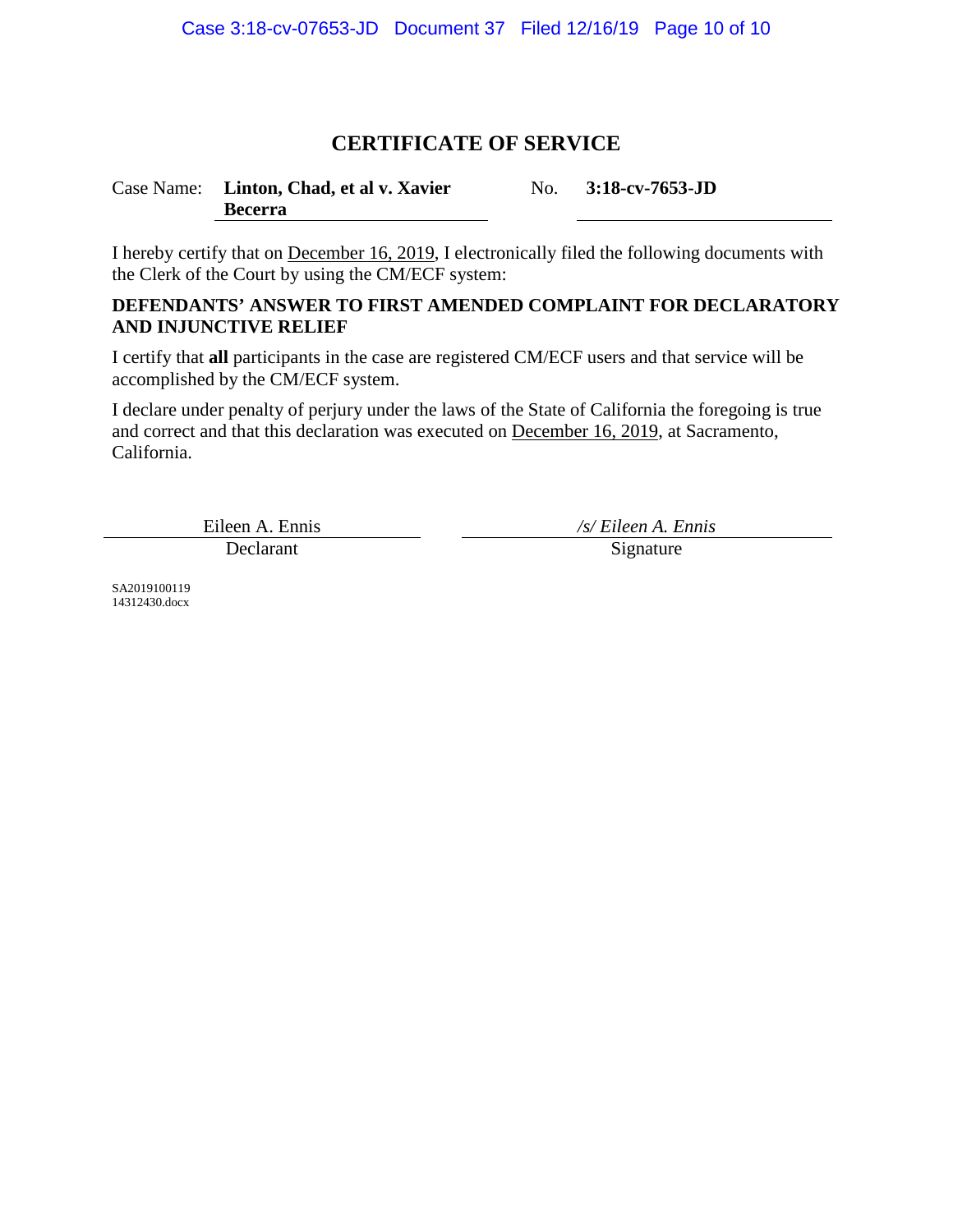# CERTIFICATE OF SERVICE

Case Name: **Linton, Chad, et al v. Xavier Becerra** No. **3:18-cv-7653-JD**

I hereby certify that on December 16, 2019, I electronically filed the following documents with the Clerk of the Court by using the CM/ECF system:

**DEFENDANTS' ANSWER TO FIRST AMENDED COMPLAINT FOR DECLARATORY AND INJUNCTIVE RELIEF**

I certify that **all** participants in the case are registered CM/ECF users and that service will be accomplished by the CM/ECF system.

I declare under penalty of perjury under the laws of the State of California the foregoing is true and correct and that this declaration was executed on December 16, 2019, at Sacramento, California.

| | |
|---|---|
| Eileen A. Ennis | */s/ Eileen A. Ennis* |
| Declarant | Signature |

SA2019100119
14312430.docx